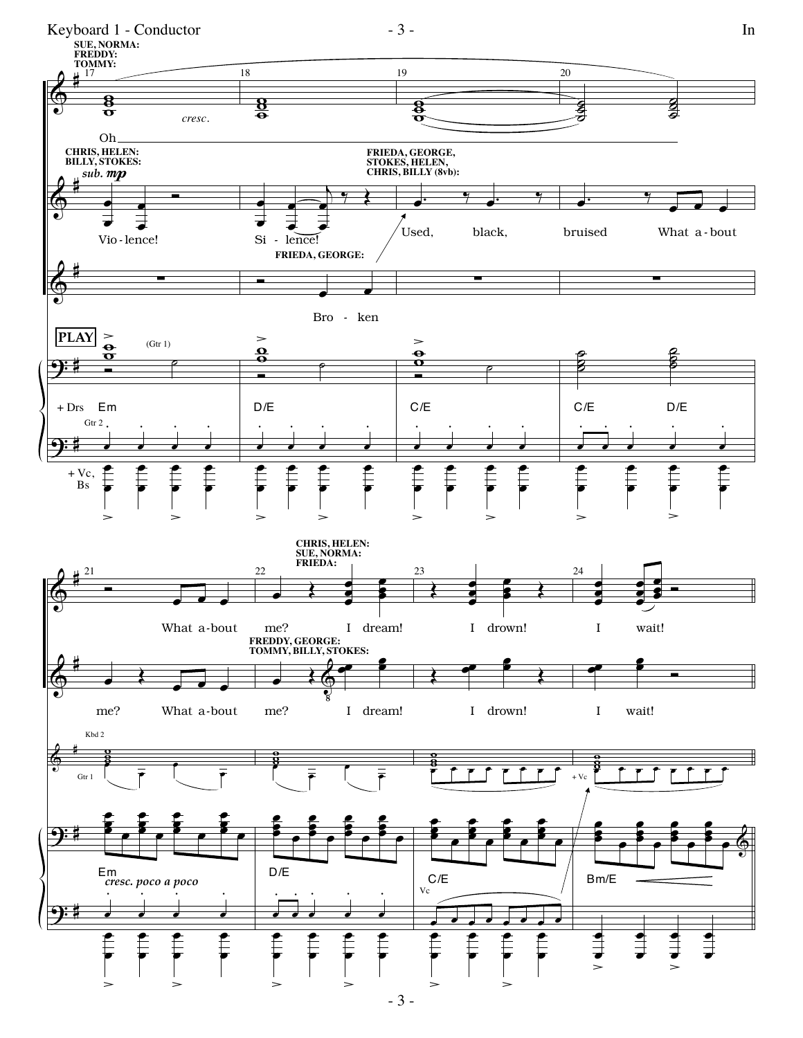SUE, NORMA:
FREDDY:
TOMMY:

*cresc.*

Oh

CHRIS, HELEN:
BILLY, STOKES:

*sub.* ***mp***

Vio - lence! Si - lence!

FRIEDA, GEORGE,
STOKES, HELEN,
CHRIS, BILLY (8vb):

Used, black, bruised What a - bout

FRIEDA, GEORGE:

Bro - ken

**PLAY**

(Gtr 1)

+ Drs Em D/E C/E C/E D/E

Gtr 2

+ Vc,
Bs

What a - bout me?

CHRIS, HELEN:
SUE, NORMA:
FRIEDA:

I dream! I drown! I wait!

me? What a - bout me?

FREDDY, GEORGE:
TOMMY, BILLY, STOKES:

I dream! I drown! I wait!

Kbd 2

Gtr 1

+ Vc

Em D/E C/E Bm/E

*cresc. poco a poco*

Vc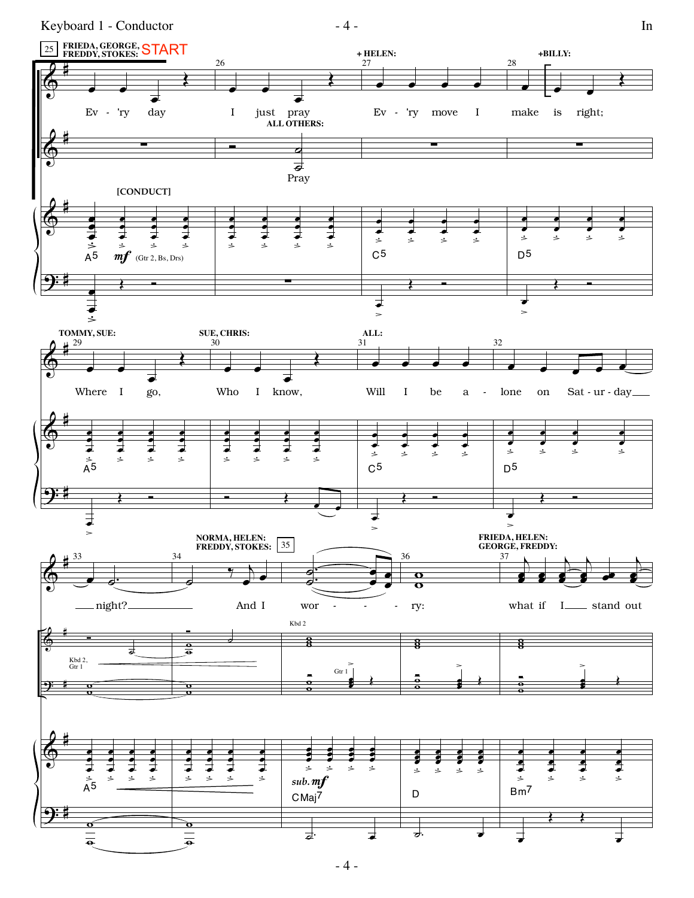FRIEDA, GEORGE, FREDDY, STOKES: START

+ HELEN:

+BILLY:

Ev - 'ry day I just pray Ev - 'ry move I make is right;

ALL OTHERS:

Pray

[CONDUCT]

*mf* (Gtr 2, Bs, Drs)

A5 C5 D5

TOMMY, SUE:

SUE, CHRIS:

ALL:

Where I go, Who I know, Will I be a - lone on Sat - ur - day night?

A5 C5 D5

NORMA, HELEN: FREDDY, STOKES:

FRIEDA, HELEN: GEORGE, FREDDY:

And I wor - ry: what if I stand out

Kbd 2, Gtr 1

Kbd 2

Gtr 1

*sub.* *mf*

A5 CMaj7 D Bm7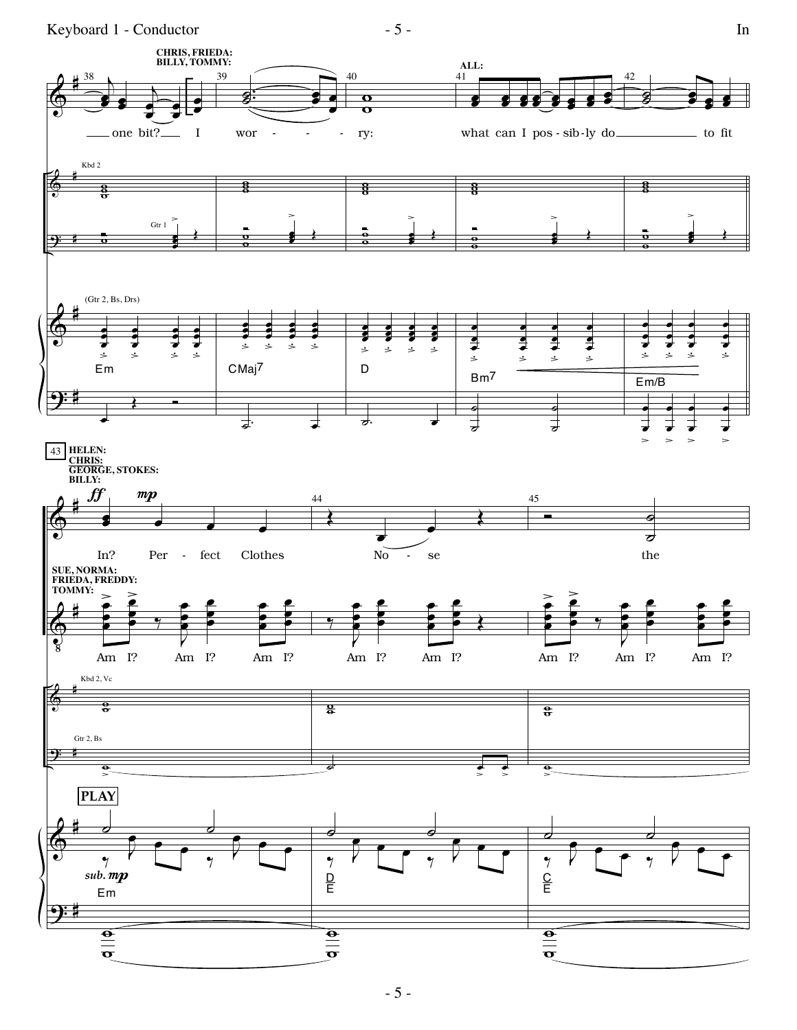CHRIS, FRIEDA:
BILLY, TOMMY:

ALL:

one bit? I wor - - - - ry: what can I pos - sib - ly do to fit

Kbd 2

Gtr 1

(Gtr 2, Bs, Drs)

Em CMaj7 D Bm7 Em/B

43 HELEN:
CHRIS:
GEORGE, STOKES:
BILLY:

*ff* *mp*

In? Per - fect Clothes No - se the

SUE, NORMA:
FRIEDA, FREDDY:
TOMMY:

Am I? Am I? Am I? Am I? Am I? Am I? Am I? Am I?

Kbd 2, Vc

Gtr 2, Bs

**PLAY**

*sub.* ***mp***

Em D/E C/E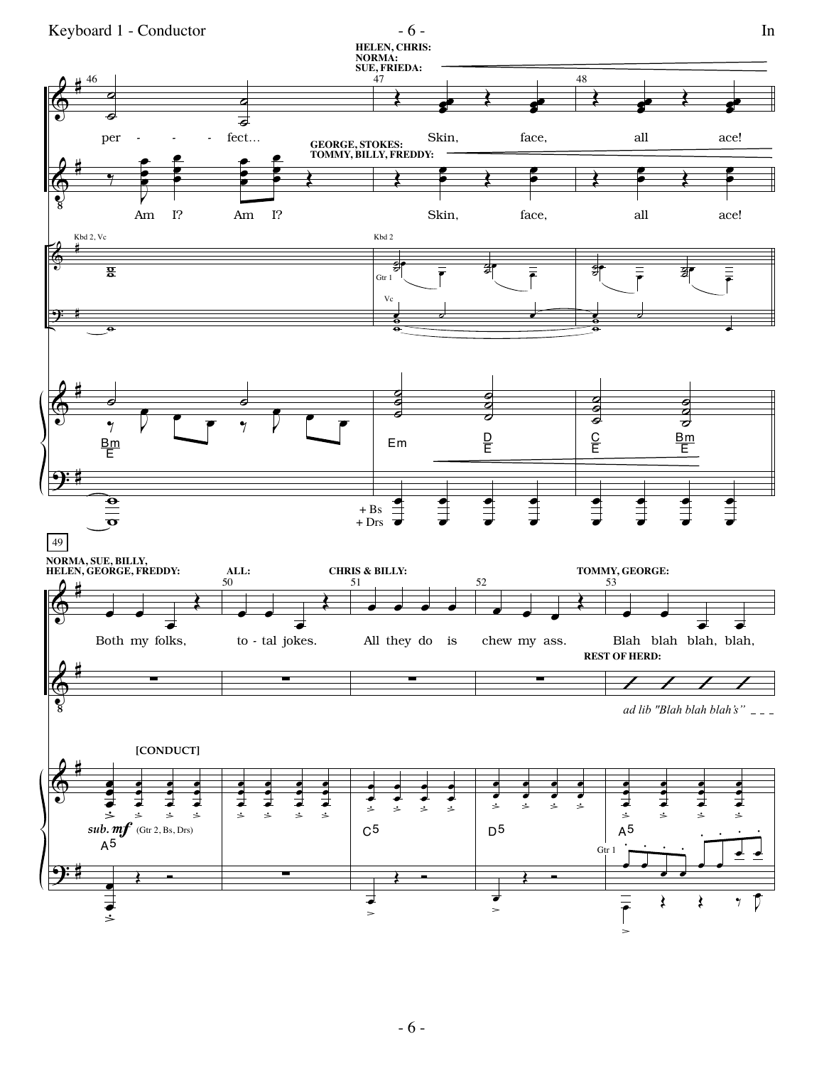HELEN, CHRIS: NORMA: SUE, FRIEDA:

per - - - fect... Skin, face, all ace!

GEORGE, STOKES: TOMMY, BILLY, FREDDY:

Am I? Am I? Skin, face, all ace!

Kbd 2, Vc — Kbd 2 — Gtr 1 — Vc

Bm/E — Em — D/E — C/E — Bm/E

+ Bs + Drs

49

NORMA, SUE, BILLY, HELEN, GEORGE, FREDDY: Both my folks,

ALL: to - tal jokes.

CHRIS & BILLY: All they do is chew my ass.

TOMMY, GEORGE: Blah blah blah, blah,

REST OF HERD: *ad lib "Blah blah blah's"*

[CONDUCT]

*sub. mf* (Gtr 2, Bs, Drs)

A5 — C5 — D5 — A5

Gtr 1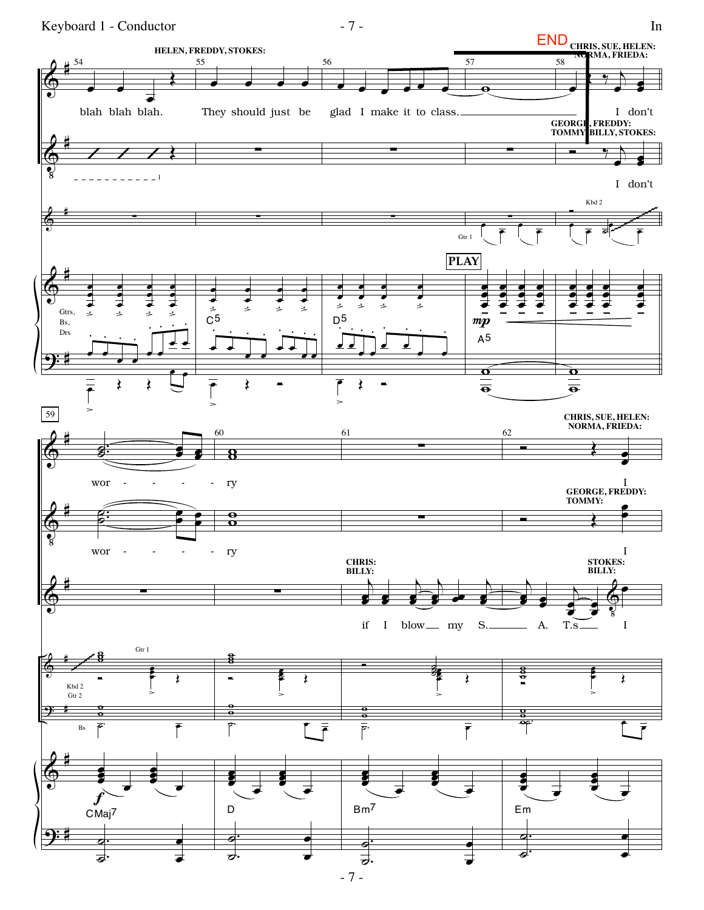END

HELEN, FREDDY, STOKES:

CHRIS, SUE, HELEN: NORMA, FRIEDA:

blah blah blah. They should just be glad I make it to class. I don't

GEORGE, FREDDY: TOMMY, BILLY, STOKES:

I don't

Kbd 2

Gtr 1

PLAY

Gtrs, Bs, Drs

C5 D5

*mp*

A5

59

CHRIS, SUE, HELEN: NORMA, FRIEDA:

wor - - - - ry I

GEORGE, FREDDY: TOMMY:

wor - - - - ry I

CHRIS: BILLY:

STOKES: BILLY:

if I blow my S. A. T.s I

Gtr 1

Kbd 2

Gtr 2

Bs

*f*

CMaj7 D Bm7 Em